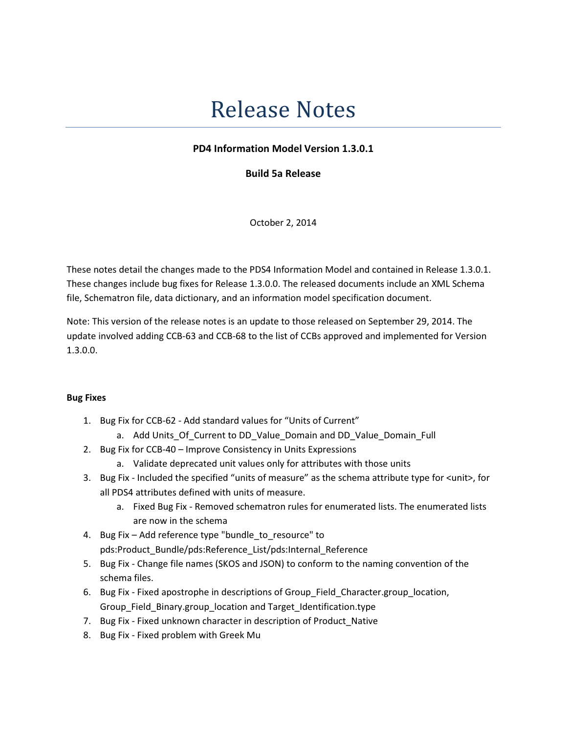# Release Notes

**PD4 Information Model Version 1.3.0.1**

**Build 5a Release**

October 2, 2014

These notes detail the changes made to the PDS4 Information Model and contained in Release 1.3.0.1. These changes include bug fixes for Release 1.3.0.0. The released documents include an XML Schema file, Schematron file, data dictionary, and an information model specification document.

Note: This version of the release notes is an update to those released on September 29, 2014. The update involved adding CCB-63 and CCB-68 to the list of CCBs approved and implemented for Version 1.3.0.0.

**Bug Fixes**

1. Bug Fix for CCB-62 - Add standard values for "Units of Current"
   a. Add Units_Of_Current to DD_Value_Domain and DD_Value_Domain_Full
2. Bug Fix for CCB-40 – Improve Consistency in Units Expressions
   a. Validate deprecated unit values only for attributes with those units
3. Bug Fix - Included the specified "units of measure" as the schema attribute type for <unit>, for all PDS4 attributes defined with units of measure.
   a. Fixed Bug Fix - Removed schematron rules for enumerated lists. The enumerated lists are now in the schema
4. Bug Fix – Add reference type "bundle_to_resource" to pds:Product_Bundle/pds:Reference_List/pds:Internal_Reference
5. Bug Fix - Change file names (SKOS and JSON) to conform to the naming convention of the schema files.
6. Bug Fix - Fixed apostrophe in descriptions of Group_Field_Character.group_location, Group_Field_Binary.group_location and Target_Identification.type
7. Bug Fix - Fixed unknown character in description of Product_Native
8. Bug Fix - Fixed problem with Greek Mu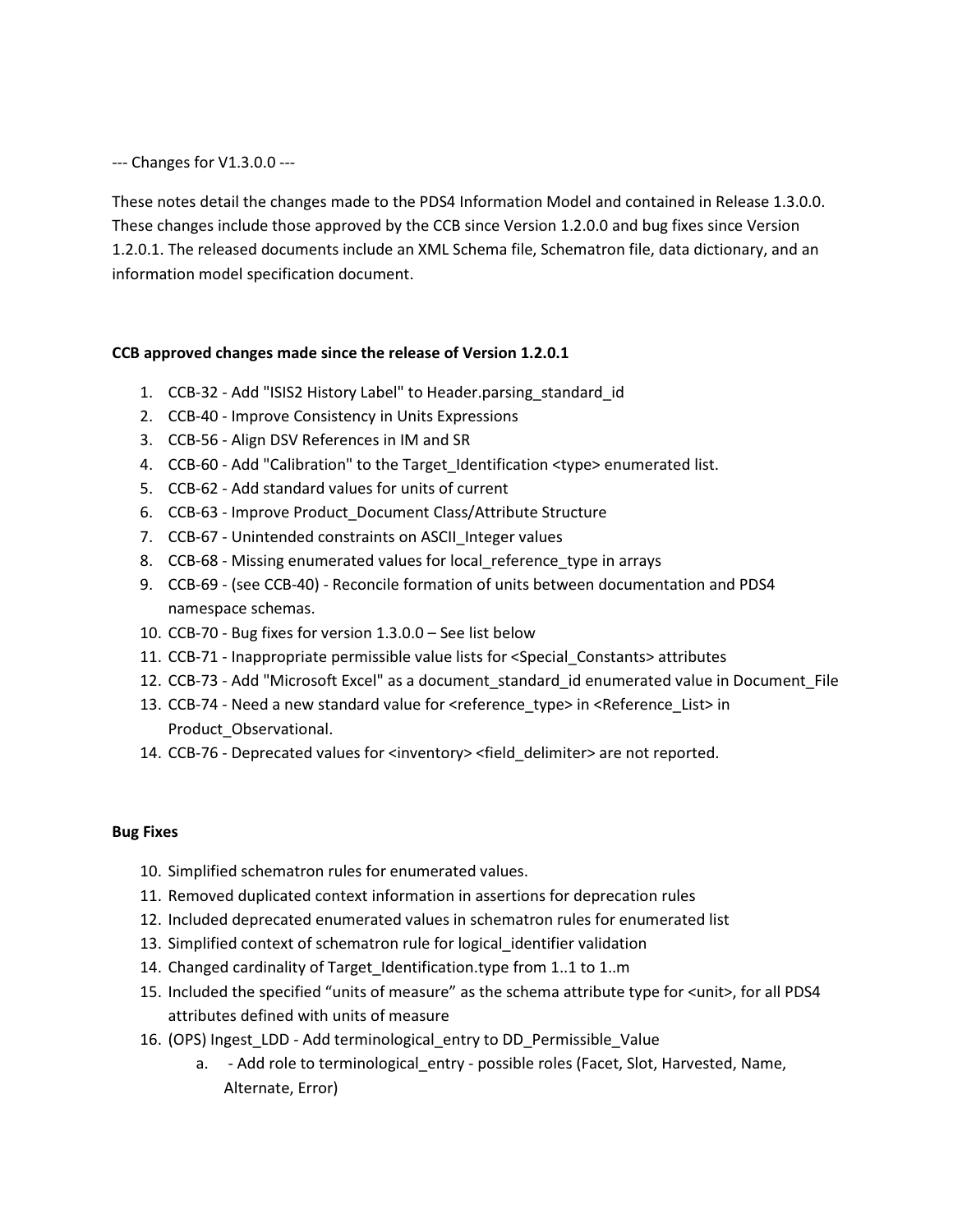--- Changes for V1.3.0.0 ---

These notes detail the changes made to the PDS4 Information Model and contained in Release 1.3.0.0. These changes include those approved by the CCB since Version 1.2.0.0 and bug fixes since Version 1.2.0.1. The released documents include an XML Schema file, Schematron file, data dictionary, and an information model specification document.

**CCB approved changes made since the release of Version 1.2.0.1**

1. CCB-32 - Add "ISIS2 History Label" to Header.parsing_standard_id
2. CCB-40 - Improve Consistency in Units Expressions
3. CCB-56 - Align DSV References in IM and SR
4. CCB-60 - Add "Calibration" to the Target_Identification <type> enumerated list.
5. CCB-62 - Add standard values for units of current
6. CCB-63 - Improve Product_Document Class/Attribute Structure
7. CCB-67 - Unintended constraints on ASCII_Integer values
8. CCB-68 - Missing enumerated values for local_reference_type in arrays
9. CCB-69 - (see CCB-40) - Reconcile formation of units between documentation and PDS4 namespace schemas.
10. CCB-70 - Bug fixes for version 1.3.0.0 – See list below
11. CCB-71 - Inappropriate permissible value lists for <Special_Constants> attributes
12. CCB-73 - Add "Microsoft Excel" as a document_standard_id enumerated value in Document_File
13. CCB-74 - Need a new standard value for <reference_type> in <Reference_List> in Product_Observational.
14. CCB-76 - Deprecated values for <inventory> <field_delimiter> are not reported.

**Bug Fixes**

10. Simplified schematron rules for enumerated values.
11. Removed duplicated context information in assertions for deprecation rules
12. Included deprecated enumerated values in schematron rules for enumerated list
13. Simplified context of schematron rule for logical_identifier validation
14. Changed cardinality of Target_Identification.type from 1..1 to 1..m
15. Included the specified "units of measure" as the schema attribute type for <unit>, for all PDS4 attributes defined with units of measure
16. (OPS) Ingest_LDD - Add terminological_entry to DD_Permissible_Value
    a. - Add role to terminological_entry - possible roles (Facet, Slot, Harvested, Name, Alternate, Error)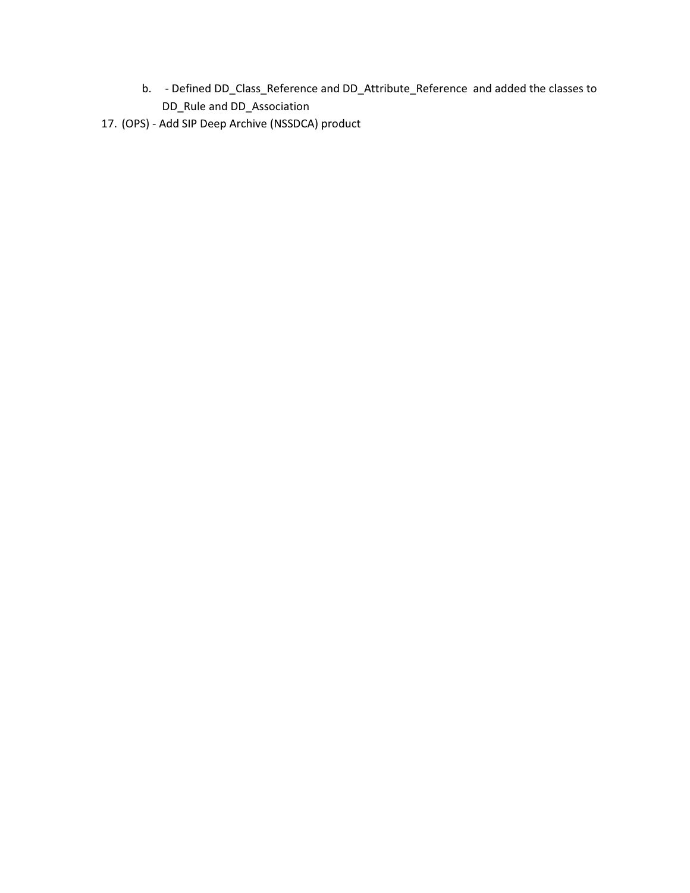b. - Defined DD_Class_Reference and DD_Attribute_Reference and added the classes to DD_Rule and DD_Association

17. (OPS) - Add SIP Deep Archive (NSSDCA) product